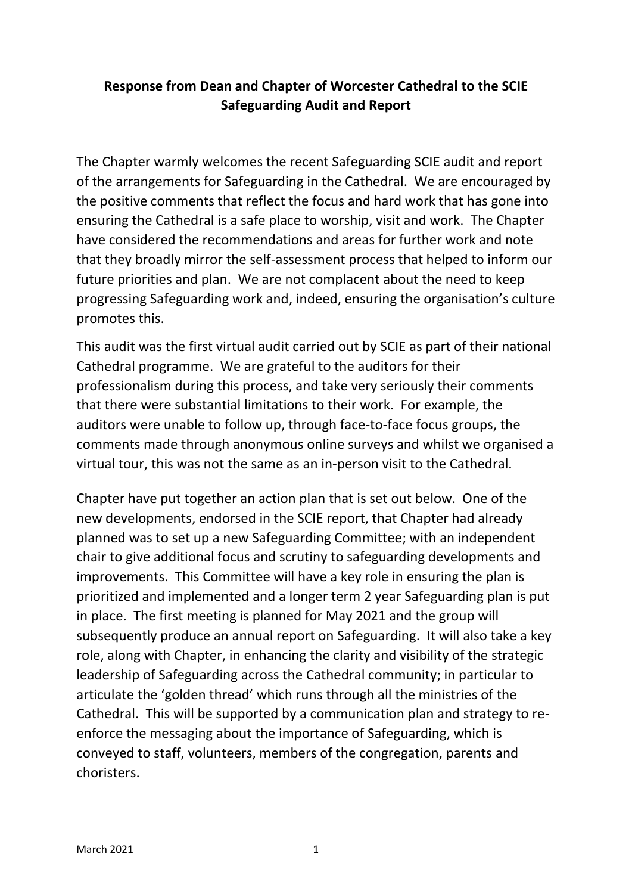**Response from Dean and Chapter of Worcester Cathedral to the SCIE Safeguarding Audit and Report**

The Chapter warmly welcomes the recent Safeguarding SCIE audit and report of the arrangements for Safeguarding in the Cathedral. We are encouraged by the positive comments that reflect the focus and hard work that has gone into ensuring the Cathedral is a safe place to worship, visit and work. The Chapter have considered the recommendations and areas for further work and note that they broadly mirror the self-assessment process that helped to inform our future priorities and plan. We are not complacent about the need to keep progressing Safeguarding work and, indeed, ensuring the organisation's culture promotes this.

This audit was the first virtual audit carried out by SCIE as part of their national Cathedral programme. We are grateful to the auditors for their professionalism during this process, and take very seriously their comments that there were substantial limitations to their work. For example, the auditors were unable to follow up, through face-to-face focus groups, the comments made through anonymous online surveys and whilst we organised a virtual tour, this was not the same as an in-person visit to the Cathedral.

Chapter have put together an action plan that is set out below. One of the new developments, endorsed in the SCIE report, that Chapter had already planned was to set up a new Safeguarding Committee; with an independent chair to give additional focus and scrutiny to safeguarding developments and improvements. This Committee will have a key role in ensuring the plan is prioritized and implemented and a longer term 2 year Safeguarding plan is put in place. The first meeting is planned for May 2021 and the group will subsequently produce an annual report on Safeguarding. It will also take a key role, along with Chapter, in enhancing the clarity and visibility of the strategic leadership of Safeguarding across the Cathedral community; in particular to articulate the 'golden thread' which runs through all the ministries of the Cathedral. This will be supported by a communication plan and strategy to re-enforce the messaging about the importance of Safeguarding, which is conveyed to staff, volunteers, members of the congregation, parents and choristers.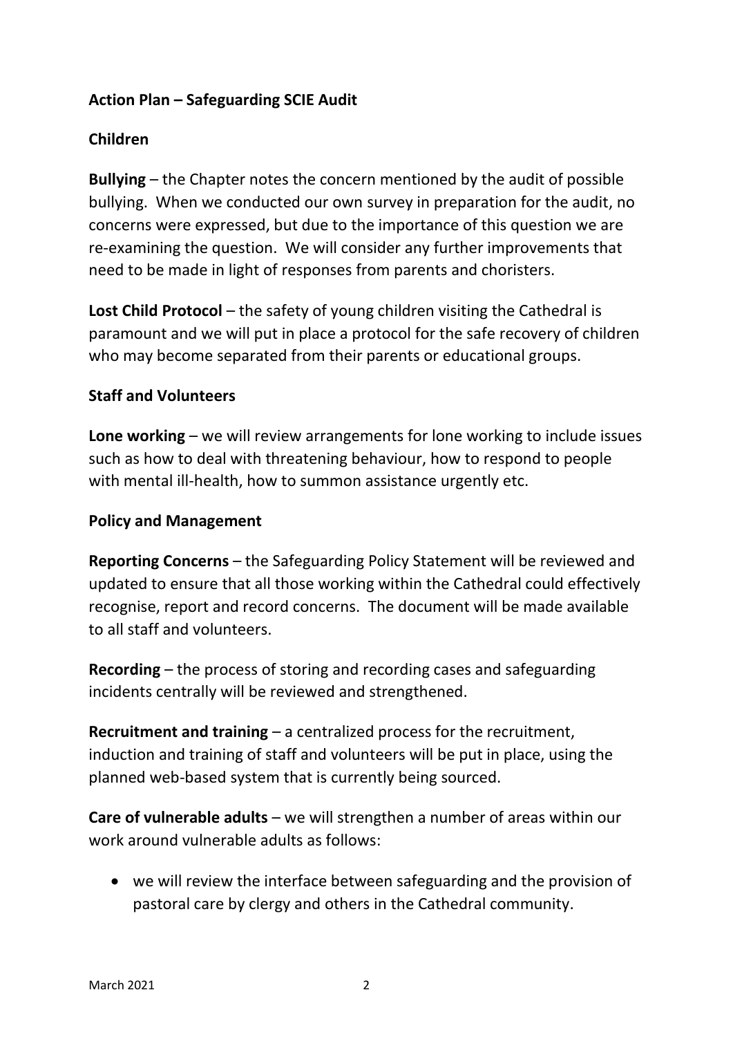## Action Plan – Safeguarding SCIE Audit

### Children

**Bullying** – the Chapter notes the concern mentioned by the audit of possible bullying. When we conducted our own survey in preparation for the audit, no concerns were expressed, but due to the importance of this question we are re-examining the question. We will consider any further improvements that need to be made in light of responses from parents and choristers.

**Lost Child Protocol** – the safety of young children visiting the Cathedral is paramount and we will put in place a protocol for the safe recovery of children who may become separated from their parents or educational groups.

### Staff and Volunteers

**Lone working** – we will review arrangements for lone working to include issues such as how to deal with threatening behaviour, how to respond to people with mental ill-health, how to summon assistance urgently etc.

### Policy and Management

**Reporting Concerns** – the Safeguarding Policy Statement will be reviewed and updated to ensure that all those working within the Cathedral could effectively recognise, report and record concerns. The document will be made available to all staff and volunteers.

**Recording** – the process of storing and recording cases and safeguarding incidents centrally will be reviewed and strengthened.

**Recruitment and training** – a centralized process for the recruitment, induction and training of staff and volunteers will be put in place, using the planned web-based system that is currently being sourced.

**Care of vulnerable adults** – we will strengthen a number of areas within our work around vulnerable adults as follows:

- we will review the interface between safeguarding and the provision of pastoral care by clergy and others in the Cathedral community.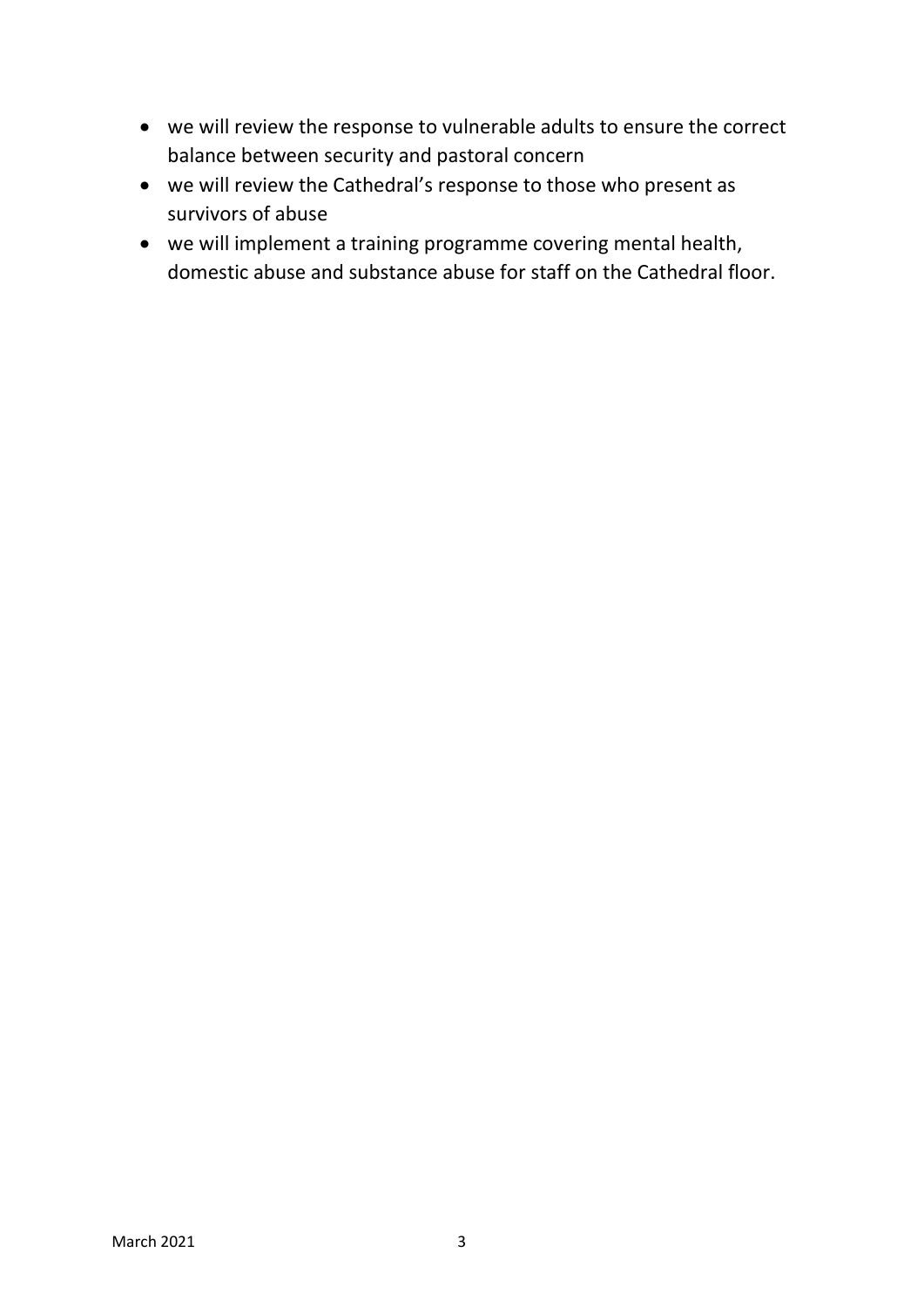- we will review the response to vulnerable adults to ensure the correct balance between security and pastoral concern
- we will review the Cathedral's response to those who present as survivors of abuse
- we will implement a training programme covering mental health, domestic abuse and substance abuse for staff on the Cathedral floor.